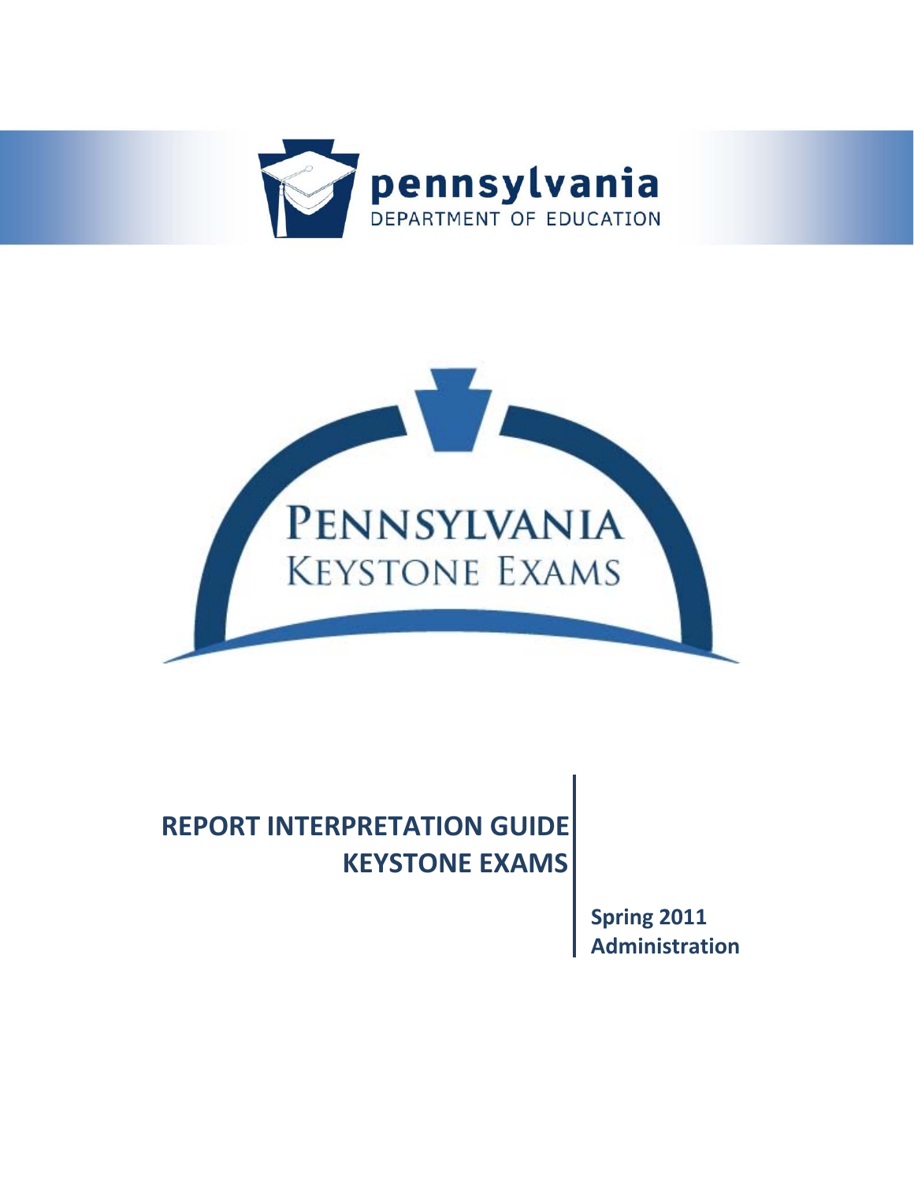pennsylvania
DEPARTMENT OF EDUCATION

PENNSYLVANIA
KEYSTONE EXAMS

# REPORT INTERPRETATION GUIDE
# KEYSTONE EXAMS

**Spring 2011**
**Administration**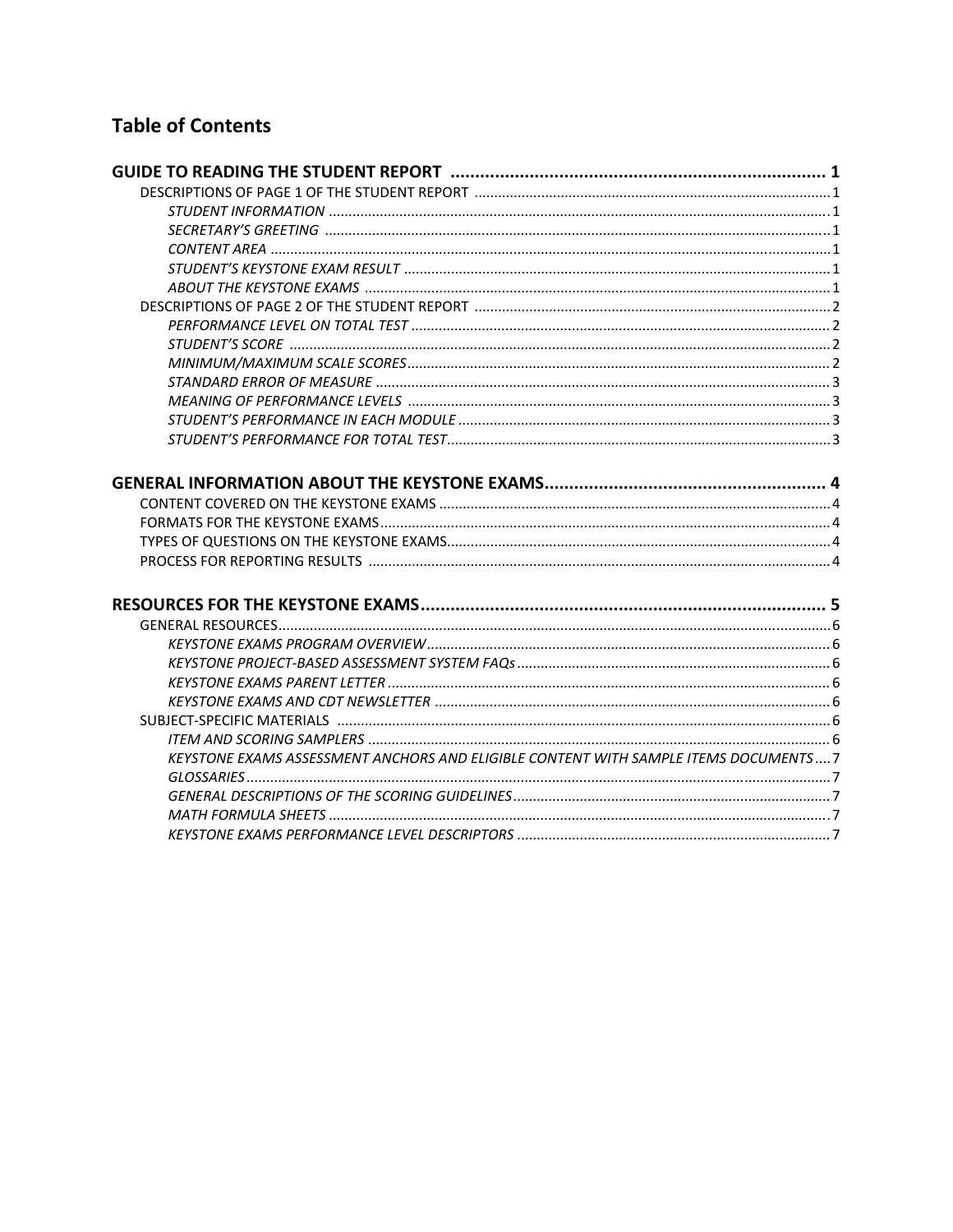## Table of Contents

**GUIDE TO READING THE STUDENT REPORT** .......... **1**
- DESCRIPTIONS OF PAGE 1 OF THE STUDENT REPORT .......... 1
  - *STUDENT INFORMATION* .......... 1
  - *SECRETARY'S GREETING* .......... 1
  - *CONTENT AREA* .......... 1
  - *STUDENT'S KEYSTONE EXAM RESULT* .......... 1
  - *ABOUT THE KEYSTONE EXAMS* .......... 1
- DESCRIPTIONS OF PAGE 2 OF THE STUDENT REPORT .......... 2
  - *PERFORMANCE LEVEL ON TOTAL TEST* .......... 2
  - *STUDENT'S SCORE* .......... 2
  - *MINIMUM/MAXIMUM SCALE SCORES* .......... 2
  - *STANDARD ERROR OF MEASURE* .......... 3
  - *MEANING OF PERFORMANCE LEVELS* .......... 3
  - *STUDENT'S PERFORMANCE IN EACH MODULE* .......... 3
  - *STUDENT'S PERFORMANCE FOR TOTAL TEST* .......... 3

**GENERAL INFORMATION ABOUT THE KEYSTONE EXAMS** .......... **4**
- CONTENT COVERED ON THE KEYSTONE EXAMS .......... 4
- FORMATS FOR THE KEYSTONE EXAMS .......... 4
- TYPES OF QUESTIONS ON THE KEYSTONE EXAMS .......... 4
- PROCESS FOR REPORTING RESULTS .......... 4

**RESOURCES FOR THE KEYSTONE EXAMS** .......... **5**
- GENERAL RESOURCES .......... 6
  - *KEYSTONE EXAMS PROGRAM OVERVIEW* .......... 6
  - *KEYSTONE PROJECT-BASED ASSESSMENT SYSTEM FAQs* .......... 6
  - *KEYSTONE EXAMS PARENT LETTER* .......... 6
  - *KEYSTONE EXAMS AND CDT NEWSLETTER* .......... 6
- SUBJECT-SPECIFIC MATERIALS .......... 6
  - *ITEM AND SCORING SAMPLERS* .......... 6
  - *KEYSTONE EXAMS ASSESSMENT ANCHORS AND ELIGIBLE CONTENT WITH SAMPLE ITEMS DOCUMENTS* .......... 7
  - *GLOSSARIES* .......... 7
  - *GENERAL DESCRIPTIONS OF THE SCORING GUIDELINES* .......... 7
  - *MATH FORMULA SHEETS* .......... 7
  - *KEYSTONE EXAMS PERFORMANCE LEVEL DESCRIPTORS* .......... 7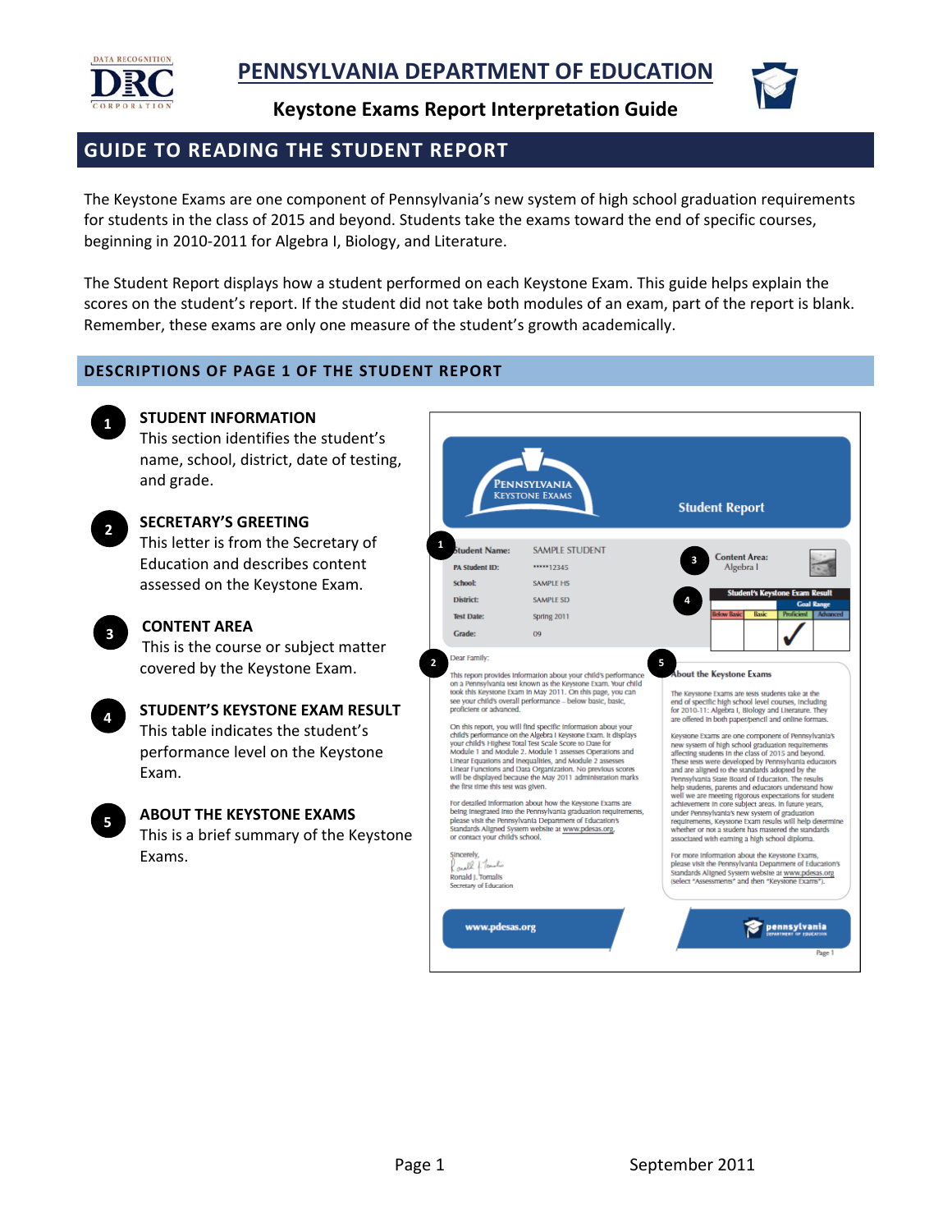# PENNSYLVANIA DEPARTMENT OF EDUCATION

## Keystone Exams Report Interpretation Guide

## GUIDE TO READING THE STUDENT REPORT

The Keystone Exams are one component of Pennsylvania's new system of high school graduation requirements for students in the class of 2015 and beyond. Students take the exams toward the end of specific courses, beginning in 2010-2011 for Algebra I, Biology, and Literature.

The Student Report displays how a student performed on each Keystone Exam. This guide helps explain the scores on the student's report. If the student did not take both modules of an exam, part of the report is blank. Remember, these exams are only one measure of the student's growth academically.

### DESCRIPTIONS OF PAGE 1 OF THE STUDENT REPORT

1. **STUDENT INFORMATION**
   This section identifies the student's name, school, district, date of testing, and grade.

2. **SECRETARY'S GREETING**
   This letter is from the Secretary of Education and describes content assessed on the Keystone Exam.

3. **CONTENT AREA**
   This is the course or subject matter covered by the Keystone Exam.

4. **STUDENT'S KEYSTONE EXAM RESULT**
   This table indicates the student's performance level on the Keystone Exam.

5. **ABOUT THE KEYSTONE EXAMS**
   This is a brief summary of the Keystone Exams.

September 2011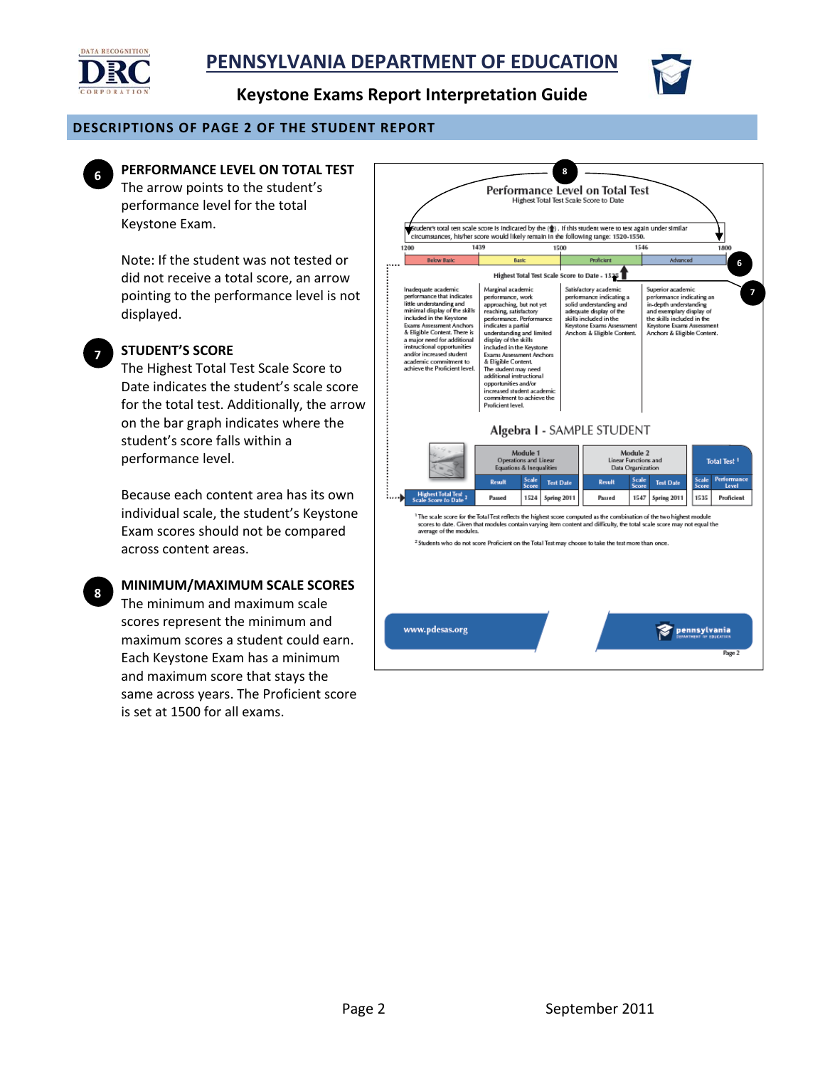# PENNSYLVANIA DEPARTMENT OF EDUCATION

## Keystone Exams Report Interpretation Guide

### DESCRIPTIONS OF PAGE 2 OF THE STUDENT REPORT

**6 PERFORMANCE LEVEL ON TOTAL TEST**

The arrow points to the student's performance level for the total Keystone Exam.

Note: If the student was not tested or did not receive a total score, an arrow pointing to the performance level is not displayed.

**7 STUDENT'S SCORE**

The Highest Total Test Scale Score to Date indicates the student's scale score for the total test. Additionally, the arrow on the bar graph indicates where the student's score falls within a performance level.

Because each content area has its own individual scale, the student's Keystone Exam scores should not be compared across content areas.

**8 MINIMUM/MAXIMUM SCALE SCORES**

The minimum and maximum scale scores represent the minimum and maximum scores a student could earn. Each Keystone Exam has a minimum and maximum score that stays the same across years. The Proficient score is set at 1500 for all exams.

---

**Performance Level on Total Test**

Highest Total Test Scale Score to Date

Student's total test scale score is indicated by the (↑). If this student were to test again under similar circumstances, his/her score would likely remain in the following range: 1520-1550.

1200 | 1439 | 1500 | 1546 | 1800

| Below Basic | Basic | Proficient | Advanced |
|---|---|---|---|
| Inadequate academic performance that indicates little understanding and minimal display of the skills included in the Keystone Exams Assessment Anchors & Eligible Content. There is a major need for additional instructional opportunities and/or increased student academic commitment to achieve the Proficient level. | Marginal academic performance, work approaching, but not yet reaching, satisfactory performance. Performance indicates a partial understanding and limited display of the skills included in the Keystone Exams Assessment Anchors & Eligible Content. The student may need additional instructional opportunities and/or increased student academic commitment to achieve the Proficient level. | Satisfactory academic performance indicating a solid understanding and adequate display of the skills included in the Keystone Exams Assessment Anchors & Eligible Content. | Superior academic performance indicating an in-depth understanding and exemplary display of the skills included in the Keystone Exams Assessment Anchors & Eligible Content. |

Highest Total Test Scale Score to Date - 1535

**Algebra I - SAMPLE STUDENT**

| | Module 1 Operations and Linear Equations & Inequalities | | | Module 2 Linear Functions and Data Organization | | | Total Test [1] | |
|---|---|---|---|---|---|---|---|---|
| | Result | Scale Score | Test Date | Result | Scale Score | Test Date | Scale Score | Performance Level |
| Highest Total Test Scale Score to Date [2] | Passed | 1524 | Spring 2011 | Passed | 1547 | Spring 2011 | 1535 | Proficient |

[1] The scale score for the Total Test reflects the highest score computed as the combination of the two highest module scores to date. Given that modules contain varying item content and difficulty, the total scale score may not equal the average of the modules.

[2] Students who do not score Proficient on the Total Test may choose to take the test more than once.

www.pdesas.org

pennsylvania DEPARTMENT OF EDUCATION

Page 2

September 2011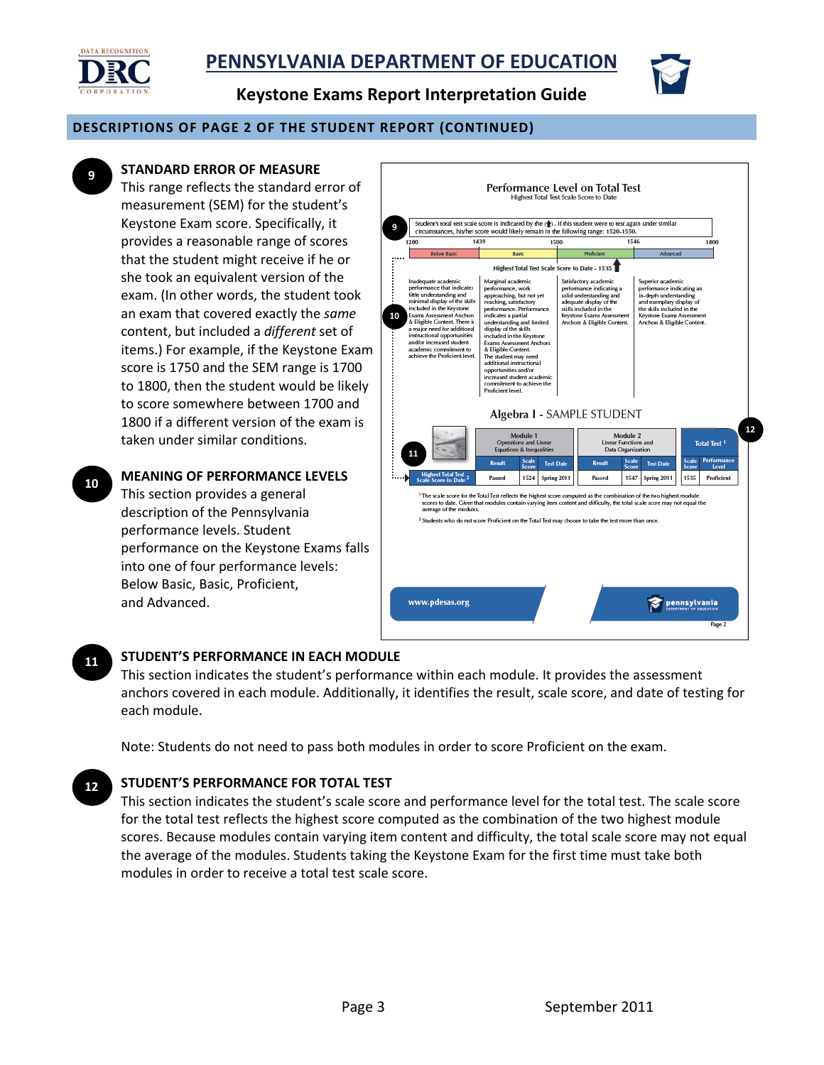## DESCRIPTIONS OF PAGE 2 OF THE STUDENT REPORT (CONTINUED)

**9**

### STANDARD ERROR OF MEASURE

This range reflects the standard error of measurement (SEM) for the student's Keystone Exam score. Specifically, it provides a reasonable range of scores that the student might receive if he or she took an equivalent version of the exam. (In other words, the student took an exam that covered exactly the *same* content, but included a *different* set of items.) For example, if the Keystone Exam score is 1750 and the SEM range is 1700 to 1800, then the student would be likely to score somewhere between 1700 and 1800 if a different version of the exam is taken under similar conditions.

**10**

### MEANING OF PERFORMANCE LEVELS

This section provides a general description of the Pennsylvania performance levels. Student performance on the Keystone Exams falls into one of four performance levels: Below Basic, Basic, Proficient, and Advanced.

**Performance Level on Total Test**
Highest Total Test Scale Score to Date

(9) Student's total test scale score is indicated by the (↑). If this student were to test again under similar circumstances, his/her score would likely remain in the following range: 1520-1550.

| 1200 | 1439 | 1500 | 1546 | 1800 |
|---|---|---|---|---|

| Below Basic | Basic | Proficient | Advanced |
|---|---|---|---|
| Inadequate academic performance that indicates little understanding and minimal display of the skills included in the Keystone Exams Assessment Anchor & Eligible Content. There is a major need for additional instructional opportunities and/or increased student academic commitment to achieve the Proficient level. | Marginal academic performance, work approaching, but not yet reaching, satisfactory performance. Performance indicates a partial understanding and limited display of the skills included in the Keystone Exams Assessment Anchors & Eligible Content. The student may need additional instructional opportunities and/or increased student academic commitment to achieve the Proficient level. | Satisfactory academic performance indicating a solid understanding and adequate display of the skills included in the Keystone Exams Assessment Anchors & Eligible Content. | Superior academic performance indicating an in-depth understanding and exemplary display of the skills included in the Keystone Exams Assessment Anchor & Eligible Content. |

Highest Total Test Scale Score to Date - 1535

**Algebra I - SAMPLE STUDENT**

| | Module 1 Operations and Linear Equations & Inequalities | | | Module 2 Linear Functions and Data Organization | | | Total Test [1] | |
|---|---|---|---|---|---|---|---|---|
| | Result | Scale Score | Test Date | Result | Scale Score | Test Date | Scale Score | Performance Level |
| Highest Total Test Scale Score to Date [2] | Passed | 1524 | Spring 2011 | Passed | 1547 | Spring 2011 | 1535 | Proficient |

[1] The scale score for the Total Test reflects the highest score computed as the combination of the two highest module scores to date. Given that modules contain varying item content and difficulty, the total scale score may not equal average of the modules.

[2] Students who do not score Proficient on the Total Test may choose to take the test more than once.

www.pdesas.org

**11**

### STUDENT'S PERFORMANCE IN EACH MODULE

This section indicates the student's performance within each module. It provides the assessment anchors covered in each module. Additionally, it identifies the result, scale score, and date of testing for each module.

Note: Students do not need to pass both modules in order to score Proficient on the exam.

**12**

### STUDENT'S PERFORMANCE FOR TOTAL TEST

This section indicates the student's scale score and performance level for the total test. The scale score for the total test reflects the highest score computed as the combination of the two highest module scores. Because modules contain varying item content and difficulty, the total scale score may not equal the average of the modules. Students taking the Keystone Exam for the first time must take both modules in order to receive a total test scale score.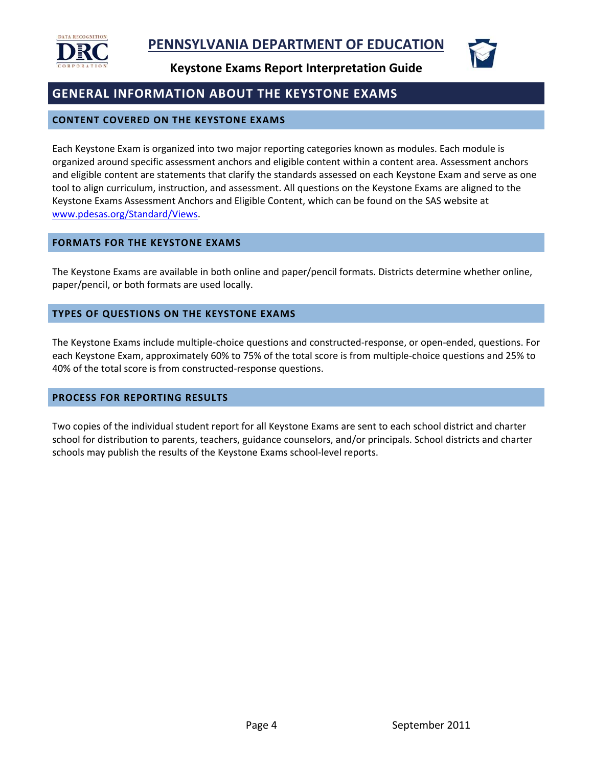## GENERAL INFORMATION ABOUT THE KEYSTONE EXAMS

### CONTENT COVERED ON THE KEYSTONE EXAMS

Each Keystone Exam is organized into two major reporting categories known as modules. Each module is organized around specific assessment anchors and eligible content within a content area. Assessment anchors and eligible content are statements that clarify the standards assessed on each Keystone Exam and serve as one tool to align curriculum, instruction, and assessment. All questions on the Keystone Exams are aligned to the Keystone Exams Assessment Anchors and Eligible Content, which can be found on the SAS website at [www.pdesas.org/Standard/Views](www.pdesas.org/Standard/Views).

### FORMATS FOR THE KEYSTONE EXAMS

The Keystone Exams are available in both online and paper/pencil formats. Districts determine whether online, paper/pencil, or both formats are used locally.

### TYPES OF QUESTIONS ON THE KEYSTONE EXAMS

The Keystone Exams include multiple-choice questions and constructed-response, or open-ended, questions. For each Keystone Exam, approximately 60% to 75% of the total score is from multiple-choice questions and 25% to 40% of the total score is from constructed-response questions.

### PROCESS FOR REPORTING RESULTS

Two copies of the individual student report for all Keystone Exams are sent to each school district and charter school for distribution to parents, teachers, guidance counselors, and/or principals. School districts and charter schools may publish the results of the Keystone Exams school-level reports.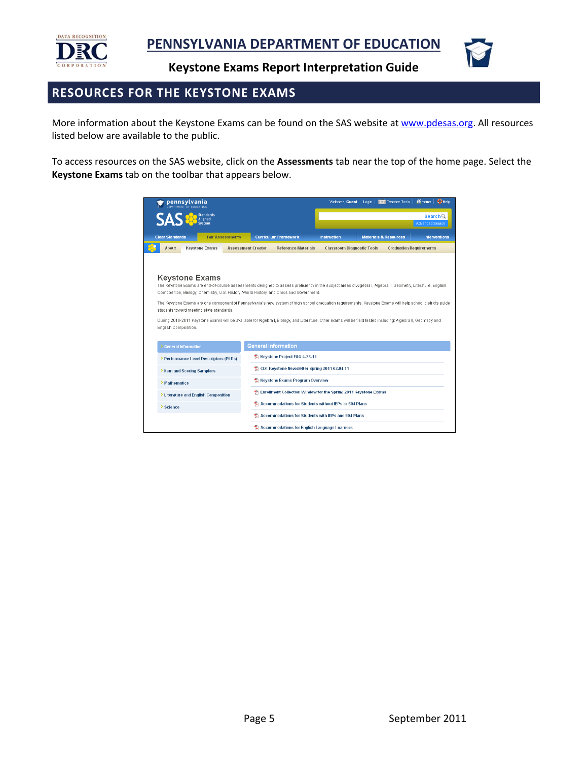## RESOURCES FOR THE KEYSTONE EXAMS

More information about the Keystone Exams can be found on the SAS website at [www.pdesas.org](http://www.pdesas.org). All resources listed below are available to the public.

To access resources on the SAS website, click on the **Assessments** tab near the top of the home page. Select the **Keystone Exams** tab on the toolbar that appears below.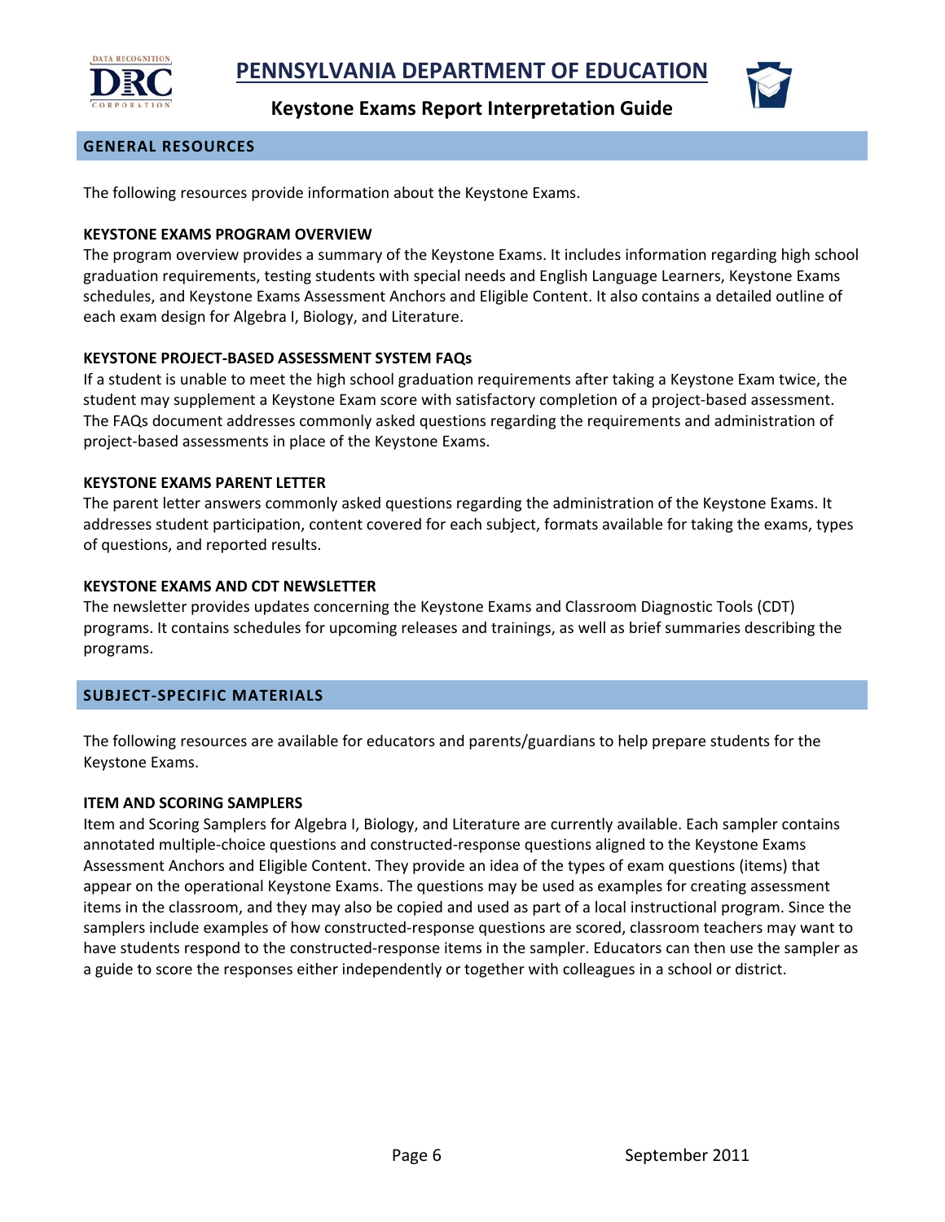## GENERAL RESOURCES

The following resources provide information about the Keystone Exams.

### KEYSTONE EXAMS PROGRAM OVERVIEW

The program overview provides a summary of the Keystone Exams. It includes information regarding high school graduation requirements, testing students with special needs and English Language Learners, Keystone Exams schedules, and Keystone Exams Assessment Anchors and Eligible Content. It also contains a detailed outline of each exam design for Algebra I, Biology, and Literature.

### KEYSTONE PROJECT-BASED ASSESSMENT SYSTEM FAQs

If a student is unable to meet the high school graduation requirements after taking a Keystone Exam twice, the student may supplement a Keystone Exam score with satisfactory completion of a project-based assessment. The FAQs document addresses commonly asked questions regarding the requirements and administration of project-based assessments in place of the Keystone Exams.

### KEYSTONE EXAMS PARENT LETTER

The parent letter answers commonly asked questions regarding the administration of the Keystone Exams. It addresses student participation, content covered for each subject, formats available for taking the exams, types of questions, and reported results.

### KEYSTONE EXAMS AND CDT NEWSLETTER

The newsletter provides updates concerning the Keystone Exams and Classroom Diagnostic Tools (CDT) programs. It contains schedules for upcoming releases and trainings, as well as brief summaries describing the programs.

## SUBJECT-SPECIFIC MATERIALS

The following resources are available for educators and parents/guardians to help prepare students for the Keystone Exams.

### ITEM AND SCORING SAMPLERS

Item and Scoring Samplers for Algebra I, Biology, and Literature are currently available. Each sampler contains annotated multiple-choice questions and constructed-response questions aligned to the Keystone Exams Assessment Anchors and Eligible Content. They provide an idea of the types of exam questions (items) that appear on the operational Keystone Exams. The questions may be used as examples for creating assessment items in the classroom, and they may also be copied and used as part of a local instructional program. Since the samplers include examples of how constructed-response questions are scored, classroom teachers may want to have students respond to the constructed-response items in the sampler. Educators can then use the sampler as a guide to score the responses either independently or together with colleagues in a school or district.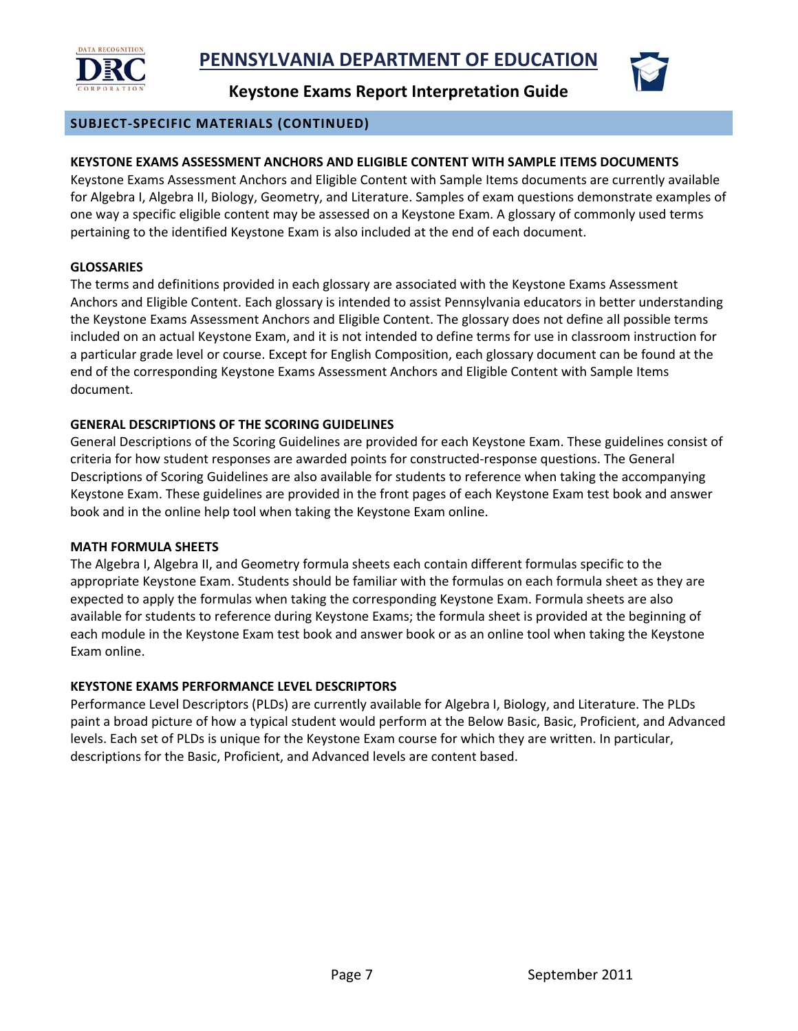## SUBJECT-SPECIFIC MATERIALS (CONTINUED)

### KEYSTONE EXAMS ASSESSMENT ANCHORS AND ELIGIBLE CONTENT WITH SAMPLE ITEMS DOCUMENTS

Keystone Exams Assessment Anchors and Eligible Content with Sample Items documents are currently available for Algebra I, Algebra II, Biology, Geometry, and Literature. Samples of exam questions demonstrate examples of one way a specific eligible content may be assessed on a Keystone Exam. A glossary of commonly used terms pertaining to the identified Keystone Exam is also included at the end of each document.

### GLOSSARIES

The terms and definitions provided in each glossary are associated with the Keystone Exams Assessment Anchors and Eligible Content. Each glossary is intended to assist Pennsylvania educators in better understanding the Keystone Exams Assessment Anchors and Eligible Content. The glossary does not define all possible terms included on an actual Keystone Exam, and it is not intended to define terms for use in classroom instruction for a particular grade level or course. Except for English Composition, each glossary document can be found at the end of the corresponding Keystone Exams Assessment Anchors and Eligible Content with Sample Items document.

### GENERAL DESCRIPTIONS OF THE SCORING GUIDELINES

General Descriptions of the Scoring Guidelines are provided for each Keystone Exam. These guidelines consist of criteria for how student responses are awarded points for constructed-response questions. The General Descriptions of Scoring Guidelines are also available for students to reference when taking the accompanying Keystone Exam. These guidelines are provided in the front pages of each Keystone Exam test book and answer book and in the online help tool when taking the Keystone Exam online.

### MATH FORMULA SHEETS

The Algebra I, Algebra II, and Geometry formula sheets each contain different formulas specific to the appropriate Keystone Exam. Students should be familiar with the formulas on each formula sheet as they are expected to apply the formulas when taking the corresponding Keystone Exam. Formula sheets are also available for students to reference during Keystone Exams; the formula sheet is provided at the beginning of each module in the Keystone Exam test book and answer book or as an online tool when taking the Keystone Exam online.

### KEYSTONE EXAMS PERFORMANCE LEVEL DESCRIPTORS

Performance Level Descriptors (PLDs) are currently available for Algebra I, Biology, and Literature. The PLDs paint a broad picture of how a typical student would perform at the Below Basic, Basic, Proficient, and Advanced levels. Each set of PLDs is unique for the Keystone Exam course for which they are written. In particular, descriptions for the Basic, Proficient, and Advanced levels are content based.